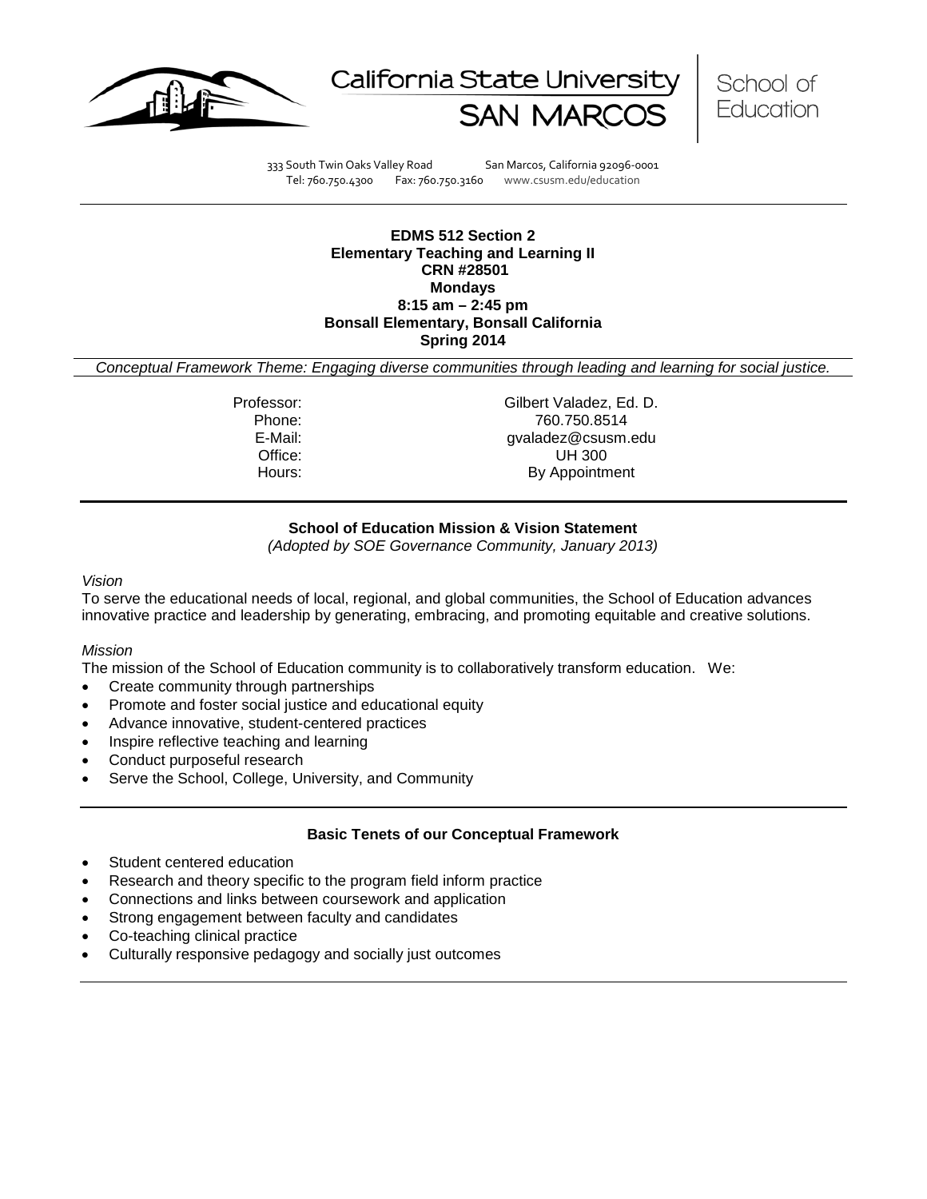California State University SAN MARCOS | School of Education

333 South Twin Oaks Valley Road San Marcos, California 92096-0001
Tel: 760.750.4300 Fax: 760.750.3160 www.csusm.edu/education

**EDMS 512 Section 2**
**Elementary Teaching and Learning II**
**CRN #28501**
**Mondays**
**8:15 am – 2:45 pm**
**Bonsall Elementary, Bonsall California**
**Spring 2014**

*Conceptual Framework Theme: Engaging diverse communities through leading and learning for social justice.*

| | |
|---|---|
| Professor: | Gilbert Valadez, Ed. D. |
| Phone: | 760.750.8514 |
| E-Mail: | gvaladez@csusm.edu |
| Office: | UH 300 |
| Hours: | By Appointment |

## School of Education Mission & Vision Statement

*(Adopted by SOE Governance Community, January 2013)*

*Vision*

To serve the educational needs of local, regional, and global communities, the School of Education advances innovative practice and leadership by generating, embracing, and promoting equitable and creative solutions.

*Mission*

The mission of the School of Education community is to collaboratively transform education. We:

- Create community through partnerships
- Promote and foster social justice and educational equity
- Advance innovative, student-centered practices
- Inspire reflective teaching and learning
- Conduct purposeful research
- Serve the School, College, University, and Community

## Basic Tenets of our Conceptual Framework

- Student centered education
- Research and theory specific to the program field inform practice
- Connections and links between coursework and application
- Strong engagement between faculty and candidates
- Co-teaching clinical practice
- Culturally responsive pedagogy and socially just outcomes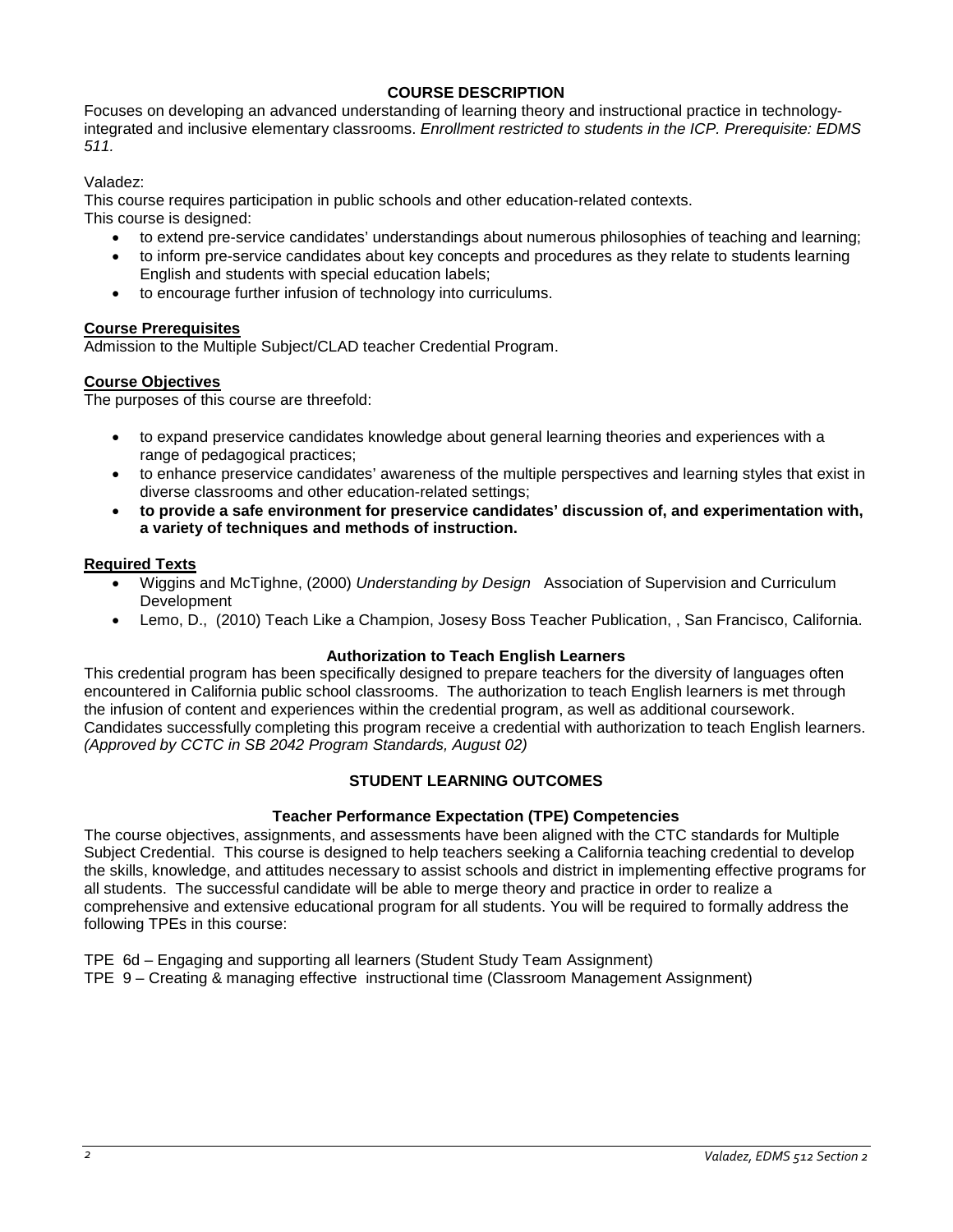## COURSE DESCRIPTION

Focuses on developing an advanced understanding of learning theory and instructional practice in technology-integrated and inclusive elementary classrooms. *Enrollment restricted to students in the ICP. Prerequisite: EDMS 511.*

Valadez:

This course requires participation in public schools and other education-related contexts.

This course is designed:

- to extend pre-service candidates' understandings about numerous philosophies of teaching and learning;
- to inform pre-service candidates about key concepts and procedures as they relate to students learning English and students with special education labels;
- to encourage further infusion of technology into curriculums.

### Course Prerequisites

Admission to the Multiple Subject/CLAD teacher Credential Program.

### Course Objectives

The purposes of this course are threefold:

- to expand preservice candidates knowledge about general learning theories and experiences with a range of pedagogical practices;
- to enhance preservice candidates' awareness of the multiple perspectives and learning styles that exist in diverse classrooms and other education-related settings;
- **to provide a safe environment for preservice candidates' discussion of, and experimentation with, a variety of techniques and methods of instruction.**

### Required Texts

- Wiggins and McTighne, (2000) *Understanding by Design* Association of Supervision and Curriculum Development
- Lemo, D., (2010) Teach Like a Champion, Josesy Boss Teacher Publication, , San Francisco, California.

### Authorization to Teach English Learners

This credential program has been specifically designed to prepare teachers for the diversity of languages often encountered in California public school classrooms. The authorization to teach English learners is met through the infusion of content and experiences within the credential program, as well as additional coursework. Candidates successfully completing this program receive a credential with authorization to teach English learners. *(Approved by CCTC in SB 2042 Program Standards, August 02)*

## STUDENT LEARNING OUTCOMES

### Teacher Performance Expectation (TPE) Competencies

The course objectives, assignments, and assessments have been aligned with the CTC standards for Multiple Subject Credential. This course is designed to help teachers seeking a California teaching credential to develop the skills, knowledge, and attitudes necessary to assist schools and district in implementing effective programs for all students. The successful candidate will be able to merge theory and practice in order to realize a comprehensive and extensive educational program for all students. You will be required to formally address the following TPEs in this course:

TPE 6d – Engaging and supporting all learners (Student Study Team Assignment)

TPE 9 – Creating & managing effective instructional time (Classroom Management Assignment)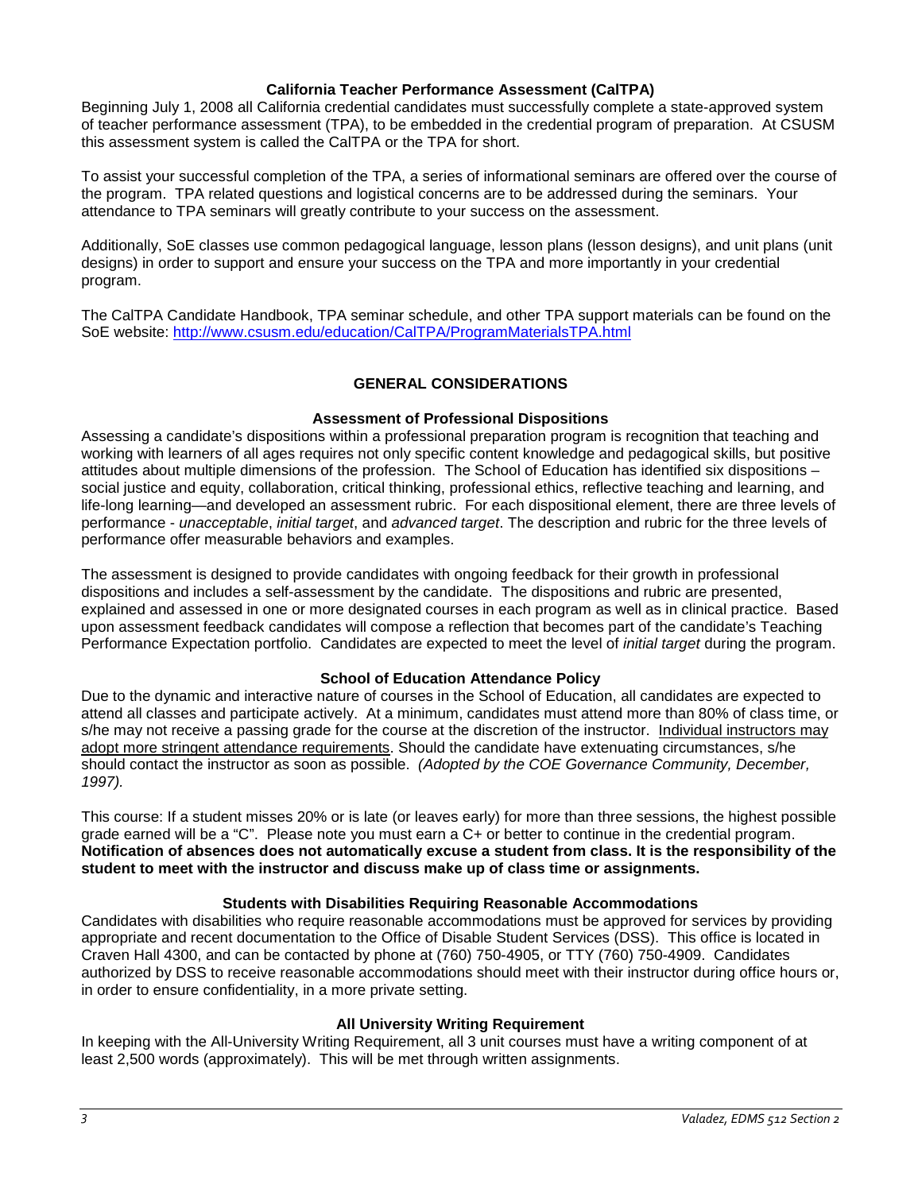### California Teacher Performance Assessment (CalTPA)

Beginning July 1, 2008 all California credential candidates must successfully complete a state-approved system of teacher performance assessment (TPA), to be embedded in the credential program of preparation. At CSUSM this assessment system is called the CalTPA or the TPA for short.

To assist your successful completion of the TPA, a series of informational seminars are offered over the course of the program. TPA related questions and logistical concerns are to be addressed during the seminars. Your attendance to TPA seminars will greatly contribute to your success on the assessment.

Additionally, SoE classes use common pedagogical language, lesson plans (lesson designs), and unit plans (unit designs) in order to support and ensure your success on the TPA and more importantly in your credential program.

The CalTPA Candidate Handbook, TPA seminar schedule, and other TPA support materials can be found on the SoE website: [http://www.csusm.edu/education/CalTPA/ProgramMaterialsTPA.html](http://www.csusm.edu/education/CalTPA/ProgramMaterialsTPA.html)

## GENERAL CONSIDERATIONS

### Assessment of Professional Dispositions

Assessing a candidate's dispositions within a professional preparation program is recognition that teaching and working with learners of all ages requires not only specific content knowledge and pedagogical skills, but positive attitudes about multiple dimensions of the profession. The School of Education has identified six dispositions – social justice and equity, collaboration, critical thinking, professional ethics, reflective teaching and learning, and life-long learning—and developed an assessment rubric. For each dispositional element, there are three levels of performance - *unacceptable*, *initial target*, and *advanced target*. The description and rubric for the three levels of performance offer measurable behaviors and examples.

The assessment is designed to provide candidates with ongoing feedback for their growth in professional dispositions and includes a self-assessment by the candidate. The dispositions and rubric are presented, explained and assessed in one or more designated courses in each program as well as in clinical practice. Based upon assessment feedback candidates will compose a reflection that becomes part of the candidate's Teaching Performance Expectation portfolio. Candidates are expected to meet the level of *initial target* during the program.

### School of Education Attendance Policy

Due to the dynamic and interactive nature of courses in the School of Education, all candidates are expected to attend all classes and participate actively. At a minimum, candidates must attend more than 80% of class time, or s/he may not receive a passing grade for the course at the discretion of the instructor. Individual instructors may adopt more stringent attendance requirements. Should the candidate have extenuating circumstances, s/he should contact the instructor as soon as possible. *(Adopted by the COE Governance Community, December, 1997).*

This course: If a student misses 20% or is late (or leaves early) for more than three sessions, the highest possible grade earned will be a "C". Please note you must earn a C+ or better to continue in the credential program. **Notification of absences does not automatically excuse a student from class. It is the responsibility of the student to meet with the instructor and discuss make up of class time or assignments.**

### Students with Disabilities Requiring Reasonable Accommodations

Candidates with disabilities who require reasonable accommodations must be approved for services by providing appropriate and recent documentation to the Office of Disable Student Services (DSS). This office is located in Craven Hall 4300, and can be contacted by phone at (760) 750-4905, or TTY (760) 750-4909. Candidates authorized by DSS to receive reasonable accommodations should meet with their instructor during office hours or, in order to ensure confidentiality, in a more private setting.

### All University Writing Requirement

In keeping with the All-University Writing Requirement, all 3 unit courses must have a writing component of at least 2,500 words (approximately). This will be met through written assignments.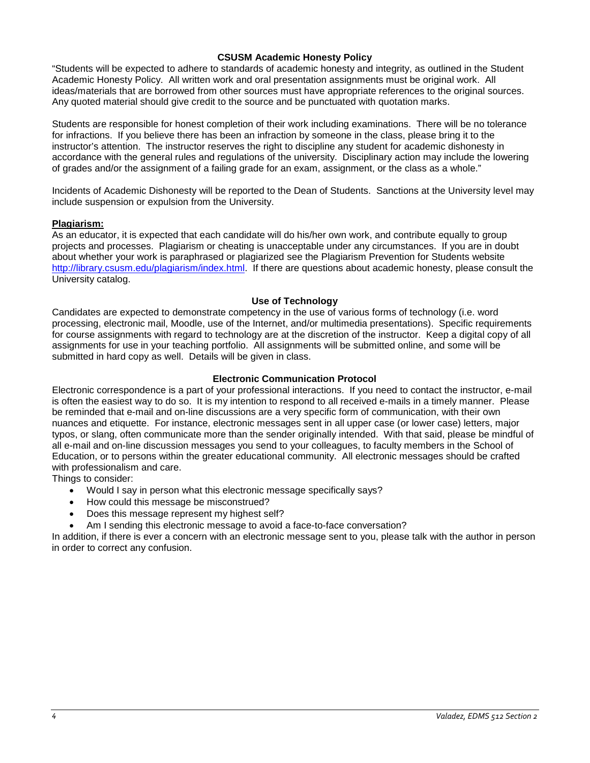## CSUSM Academic Honesty Policy

"Students will be expected to adhere to standards of academic honesty and integrity, as outlined in the Student Academic Honesty Policy. All written work and oral presentation assignments must be original work. All ideas/materials that are borrowed from other sources must have appropriate references to the original sources. Any quoted material should give credit to the source and be punctuated with quotation marks.

Students are responsible for honest completion of their work including examinations. There will be no tolerance for infractions. If you believe there has been an infraction by someone in the class, please bring it to the instructor's attention. The instructor reserves the right to discipline any student for academic dishonesty in accordance with the general rules and regulations of the university. Disciplinary action may include the lowering of grades and/or the assignment of a failing grade for an exam, assignment, or the class as a whole."

Incidents of Academic Dishonesty will be reported to the Dean of Students. Sanctions at the University level may include suspension or expulsion from the University.

**Plagiarism:**

As an educator, it is expected that each candidate will do his/her own work, and contribute equally to group projects and processes. Plagiarism or cheating is unacceptable under any circumstances. If you are in doubt about whether your work is paraphrased or plagiarized see the Plagiarism Prevention for Students website http://library.csusm.edu/plagiarism/index.html. If there are questions about academic honesty, please consult the University catalog.

## Use of Technology

Candidates are expected to demonstrate competency in the use of various forms of technology (i.e. word processing, electronic mail, Moodle, use of the Internet, and/or multimedia presentations). Specific requirements for course assignments with regard to technology are at the discretion of the instructor. Keep a digital copy of all assignments for use in your teaching portfolio. All assignments will be submitted online, and some will be submitted in hard copy as well. Details will be given in class.

## Electronic Communication Protocol

Electronic correspondence is a part of your professional interactions. If you need to contact the instructor, e-mail is often the easiest way to do so. It is my intention to respond to all received e-mails in a timely manner. Please be reminded that e-mail and on-line discussions are a very specific form of communication, with their own nuances and etiquette. For instance, electronic messages sent in all upper case (or lower case) letters, major typos, or slang, often communicate more than the sender originally intended. With that said, please be mindful of all e-mail and on-line discussion messages you send to your colleagues, to faculty members in the School of Education, or to persons within the greater educational community. All electronic messages should be crafted with professionalism and care.

Things to consider:

- Would I say in person what this electronic message specifically says?
- How could this message be misconstrued?
- Does this message represent my highest self?
- Am I sending this electronic message to avoid a face-to-face conversation?

In addition, if there is ever a concern with an electronic message sent to you, please talk with the author in person in order to correct any confusion.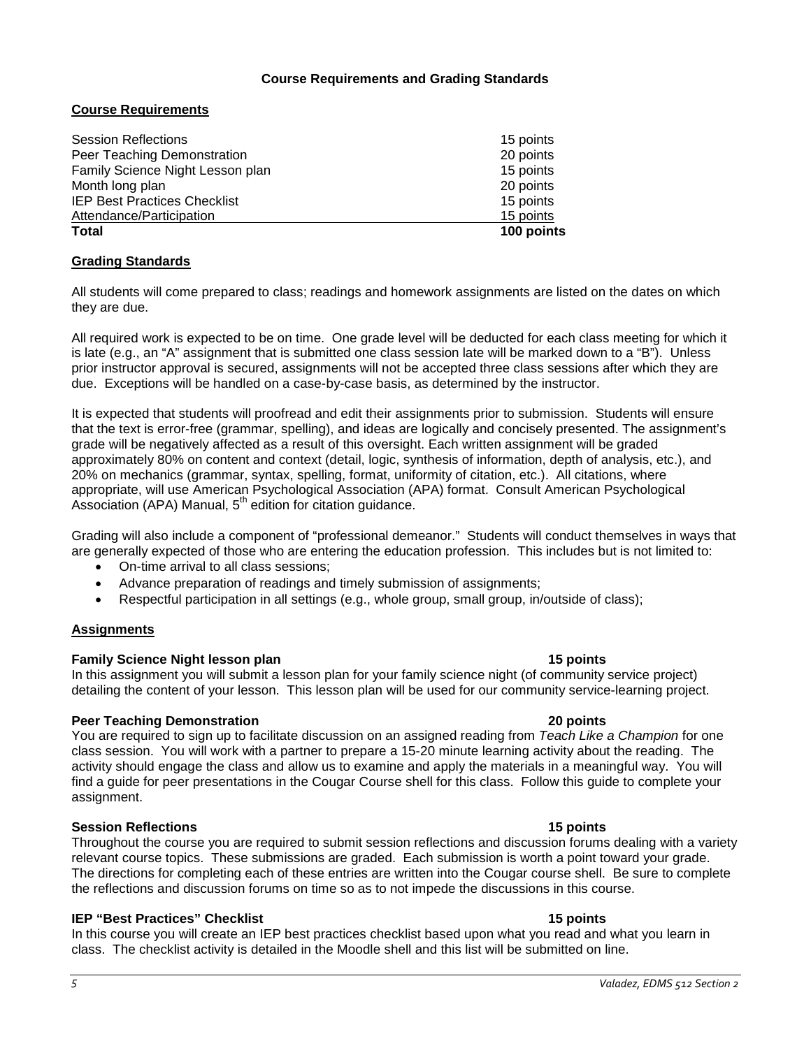## Course Requirements and Grading Standards

### Course Requirements

| Requirement | Points |
|---|---|
| Session Reflections | 15 points |
| Peer Teaching Demonstration | 20 points |
| Family Science Night Lesson plan | 15 points |
| Month long plan | 20 points |
| IEP Best Practices Checklist | 15 points |
| Attendance/Participation | 15 points |
| **Total** | **100 points** |

### Grading Standards

All students will come prepared to class; readings and homework assignments are listed on the dates on which they are due.

All required work is expected to be on time. One grade level will be deducted for each class meeting for which it is late (e.g., an "A" assignment that is submitted one class session late will be marked down to a "B"). Unless prior instructor approval is secured, assignments will not be accepted three class sessions after which they are due. Exceptions will be handled on a case-by-case basis, as determined by the instructor.

It is expected that students will proofread and edit their assignments prior to submission. Students will ensure that the text is error-free (grammar, spelling), and ideas are logically and concisely presented. The assignment's grade will be negatively affected as a result of this oversight. Each written assignment will be graded approximately 80% on content and context (detail, logic, synthesis of information, depth of analysis, etc.), and 20% on mechanics (grammar, syntax, spelling, format, uniformity of citation, etc.). All citations, where appropriate, will use American Psychological Association (APA) format. Consult American Psychological Association (APA) Manual, 5th edition for citation guidance.

Grading will also include a component of "professional demeanor." Students will conduct themselves in ways that are generally expected of those who are entering the education profession. This includes but is not limited to:

- On-time arrival to all class sessions;
- Advance preparation of readings and timely submission of assignments;
- Respectful participation in all settings (e.g., whole group, small group, in/outside of class);

### Assignments

**Family Science Night lesson plan — 15 points**

In this assignment you will submit a lesson plan for your family science night (of community service project) detailing the content of your lesson. This lesson plan will be used for our community service-learning project.

**Peer Teaching Demonstration — 20 points**

You are required to sign up to facilitate discussion on an assigned reading from *Teach Like a Champion* for one class session. You will work with a partner to prepare a 15-20 minute learning activity about the reading. The activity should engage the class and allow us to examine and apply the materials in a meaningful way. You will find a guide for peer presentations in the Cougar Course shell for this class. Follow this guide to complete your assignment.

**Session Reflections — 15 points**

Throughout the course you are required to submit session reflections and discussion forums dealing with a variety relevant course topics. These submissions are graded. Each submission is worth a point toward your grade. The directions for completing each of these entries are written into the Cougar course shell. Be sure to complete the reflections and discussion forums on time so as to not impede the discussions in this course.

**IEP "Best Practices" Checklist — 15 points**

In this course you will create an IEP best practices checklist based upon what you read and what you learn in class. The checklist activity is detailed in the Moodle shell and this list will be submitted on line.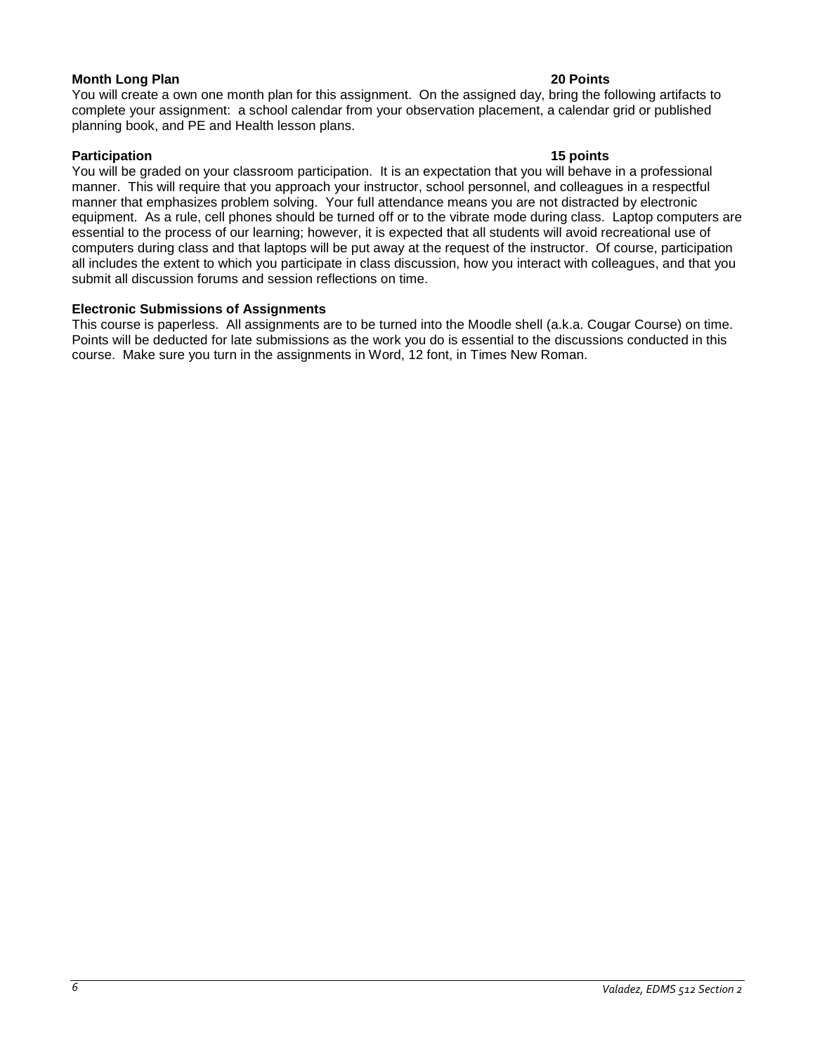**Month Long Plan 20 Points**

You will create a own one month plan for this assignment. On the assigned day, bring the following artifacts to complete your assignment: a school calendar from your observation placement, a calendar grid or published planning book, and PE and Health lesson plans.

**Participation 15 points**

You will be graded on your classroom participation. It is an expectation that you will behave in a professional manner. This will require that you approach your instructor, school personnel, and colleagues in a respectful manner that emphasizes problem solving. Your full attendance means you are not distracted by electronic equipment. As a rule, cell phones should be turned off or to the vibrate mode during class. Laptop computers are essential to the process of our learning; however, it is expected that all students will avoid recreational use of computers during class and that laptops will be put away at the request of the instructor. Of course, participation all includes the extent to which you participate in class discussion, how you interact with colleagues, and that you submit all discussion forums and session reflections on time.

**Electronic Submissions of Assignments**

This course is paperless. All assignments are to be turned into the Moodle shell (a.k.a. Cougar Course) on time. Points will be deducted for late submissions as the work you do is essential to the discussions conducted in this course. Make sure you turn in the assignments in Word, 12 font, in Times New Roman.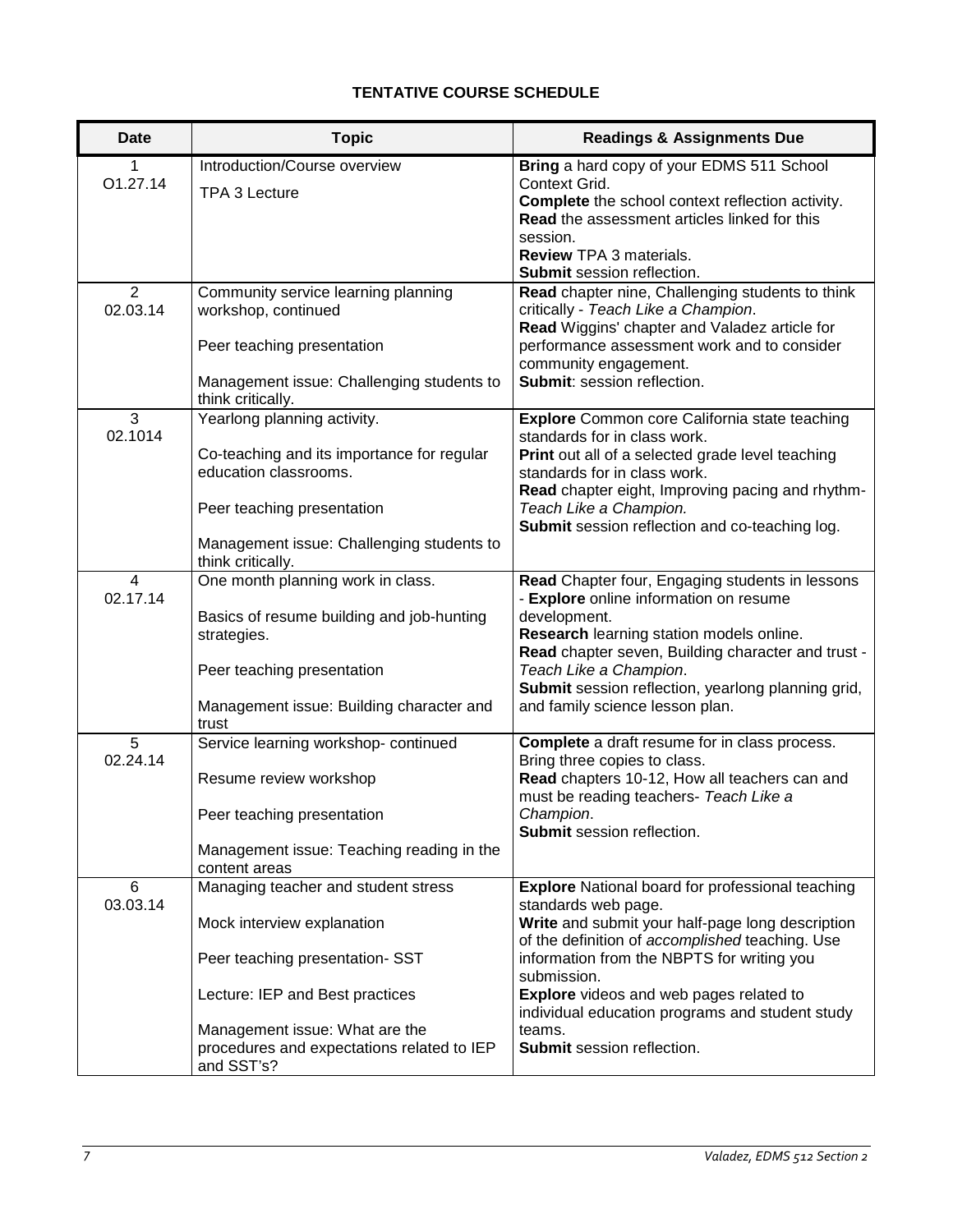## TENTATIVE COURSE SCHEDULE

| Date | Topic | Readings & Assignments Due |
|---|---|---|
| 1<br>O1.27.14 | Introduction/Course overview<br><br>TPA 3 Lecture | **Bring** a hard copy of your EDMS 511 School Context Grid.<br>**Complete** the school context reflection activity.<br>**Read** the assessment articles linked for this session.<br>**Review** TPA 3 materials.<br>**Submit** session reflection. |
| 2<br>02.03.14 | Community service learning planning workshop, continued<br><br>Peer teaching presentation<br><br>Management issue: Challenging students to think critically. | **Read** chapter nine, Challenging students to think critically - *Teach Like a Champion*.<br>**Read** Wiggins' chapter and Valadez article for performance assessment work and to consider community engagement.<br>**Submit**: session reflection. |
| 3<br>02.1014 | Yearlong planning activity.<br><br>Co-teaching and its importance for regular education classrooms.<br><br>Peer teaching presentation<br><br>Management issue: Challenging students to think critically. | **Explore** Common core California state teaching standards for in class work.<br>**Print** out all of a selected grade level teaching standards for in class work.<br>**Read** chapter eight, Improving pacing and rhythm- *Teach Like a Champion.*<br>**Submit** session reflection and co-teaching log. |
| 4<br>02.17.14 | One month planning work in class.<br><br>Basics of resume building and job-hunting strategies.<br><br>Peer teaching presentation<br><br>Management issue: Building character and trust | **Read** Chapter four, Engaging students in lessons - **Explore** online information on resume development.<br>**Research** learning station models online.<br>**Read** chapter seven, Building character and trust - *Teach Like a Champion*.<br>**Submit** session reflection, yearlong planning grid, and family science lesson plan. |
| 5<br>02.24.14 | Service learning workshop- continued<br><br>Resume review workshop<br><br>Peer teaching presentation<br><br>Management issue: Teaching reading in the content areas | **Complete** a draft resume for in class process. Bring three copies to class.<br>**Read** chapters 10-12, How all teachers can and must be reading teachers- *Teach Like a Champion*.<br>**Submit** session reflection. |
| 6<br>03.03.14 | Managing teacher and student stress<br><br>Mock interview explanation<br><br>Peer teaching presentation- SST<br><br>Lecture: IEP and Best practices<br><br>Management issue: What are the procedures and expectations related to IEP and SST's? | **Explore** National board for professional teaching standards web page.<br>**Write** and submit your half-page long description of the definition of *accomplished* teaching. Use information from the NBPTS for writing you submission.<br>**Explore** videos and web pages related to individual education programs and student study teams.<br>**Submit** session reflection. |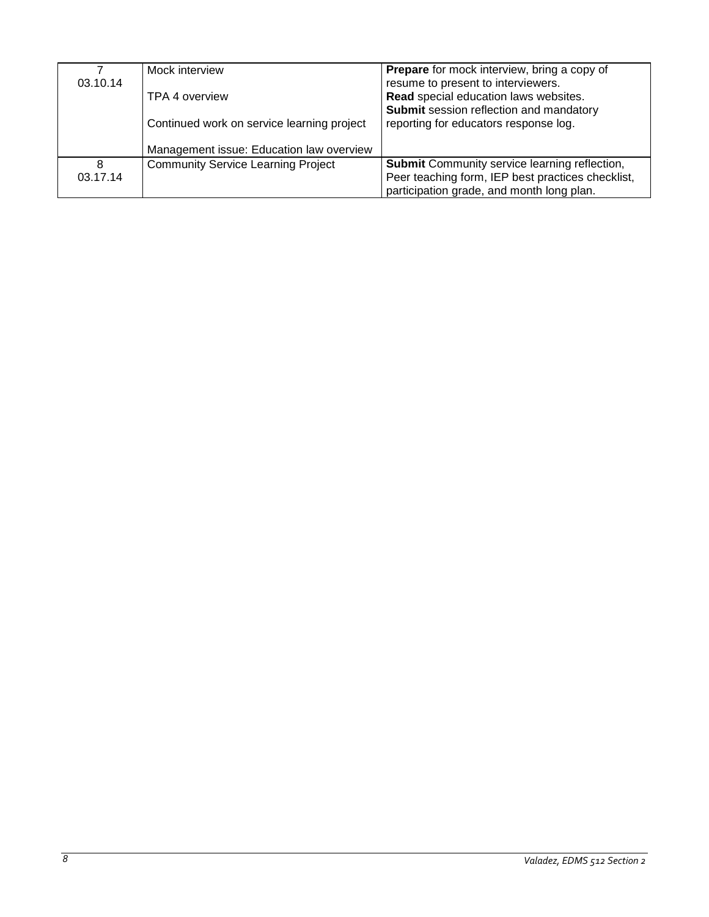| | | |
|---|---|---|
| 7<br>03.10.14 | Mock interview<br><br>TPA 4 overview<br><br>Continued work on service learning project<br><br>Management issue: Education law overview | **Prepare** for mock interview, bring a copy of resume to present to interviewers.<br>**Read** special education laws websites.<br>**Submit** session reflection and mandatory reporting for educators response log. |
| 8<br>03.17.14 | Community Service Learning Project | **Submit** Community service learning reflection, Peer teaching form, IEP best practices checklist, participation grade, and month long plan. |